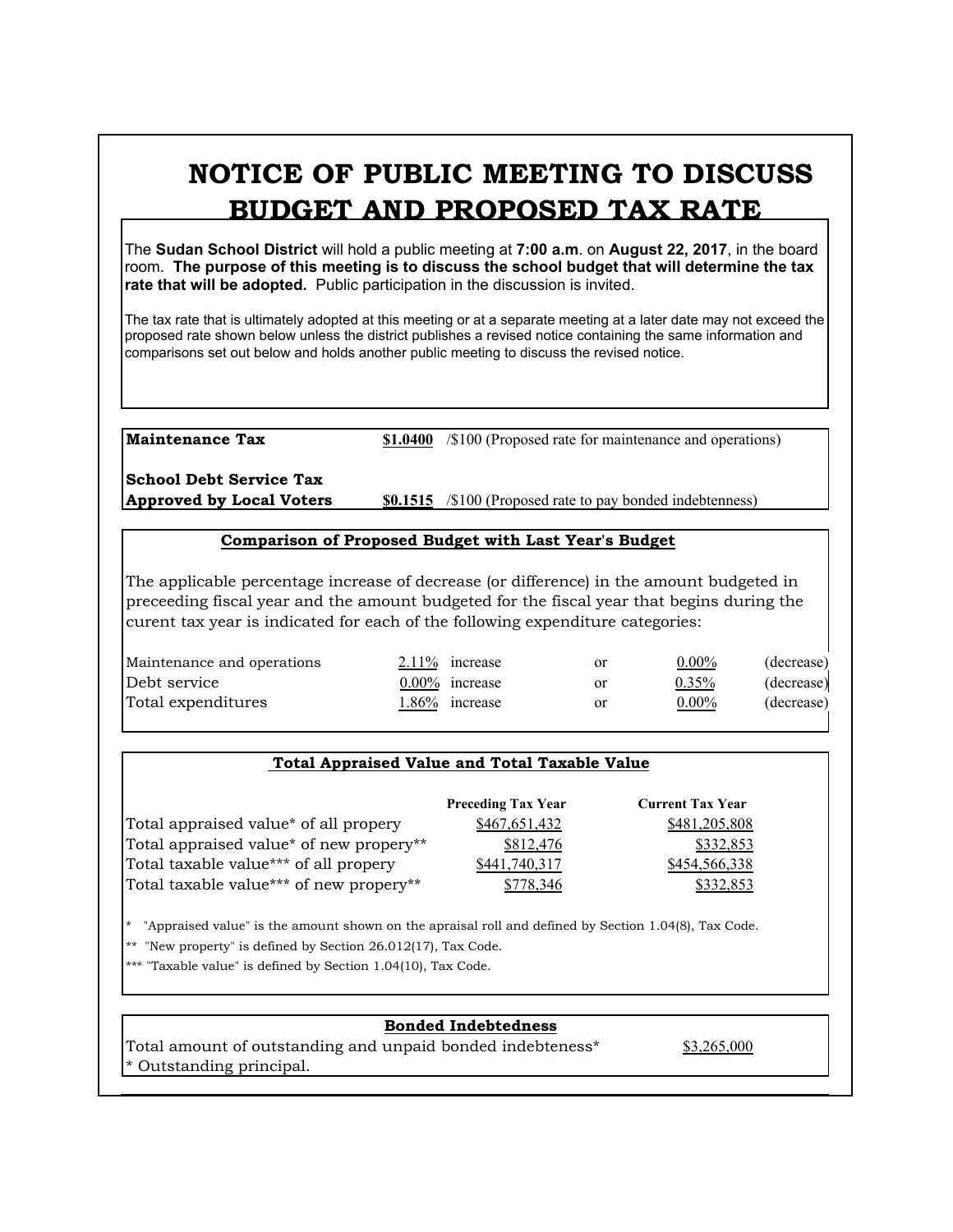# NOTICE OF PUBLIC MEETING TO DISCUSS BUDGET AND PROPOSED TAX RATE

The **Sudan School District** will hold a public meeting at **7:00 a.m**. on **August 22, 2017**, in the board room. **The purpose of this meeting is to discuss the school budget that will determine the tax rate that will be adopted.** Public participation in the discussion is invited.

The tax rate that is ultimately adopted at this meeting or at a separate meeting at a later date may not exceed the proposed rate shown below unless the district publishes a revised notice containing the same information and comparisons set out below and holds another public meeting to discuss the revised notice.

| | | |
|---|---|---|
| **Maintenance Tax** | **$1.0400** | /$100 (Proposed rate for maintenance and operations) |
| **School Debt Service Tax Approved by Local Voters** | **$0.1515** | /$100 (Proposed rate to pay bonded indebtenness) |

## Comparison of Proposed Budget with Last Year's Budget

The applicable percentage increase of decrease (or difference) in the amount budgeted in preceeding fiscal year and the amount budgeted for the fiscal year that begins during the curent tax year is indicated for each of the following expenditure categories:

| | | | | | |
|---|---|---|---|---|---|
| Maintenance and operations | 2.11% | increase | or | 0.00% | (decrease) |
| Debt service | 0.00% | increase | or | 0.35% | (decrease) |
| Total expenditures | 1.86% | increase | or | 0.00% | (decrease) |

## Total Appraised Value and Total Taxable Value

| | Preceding Tax Year | Current Tax Year |
|---|---|---|
| Total appraised value* of all propery | $467,651,432 | $481,205,808 |
| Total appraised value* of new propery** | $812,476 | $332,853 |
| Total taxable value*** of all propery | $441,740,317 | $454,566,338 |
| Total taxable value*** of new propery** | $778,346 | $332,853 |

\* "Appraised value" is the amount shown on the apraisal roll and defined by Section 1.04(8), Tax Code.

** "New property" is defined by Section 26.012(17), Tax Code.

*** "Taxable value" is defined by Section 1.04(10), Tax Code.

## Bonded Indebtedness

| | |
|---|---|
| Total amount of outstanding and unpaid bonded indebteness* | $3,265,000 |

\* Outstanding principal.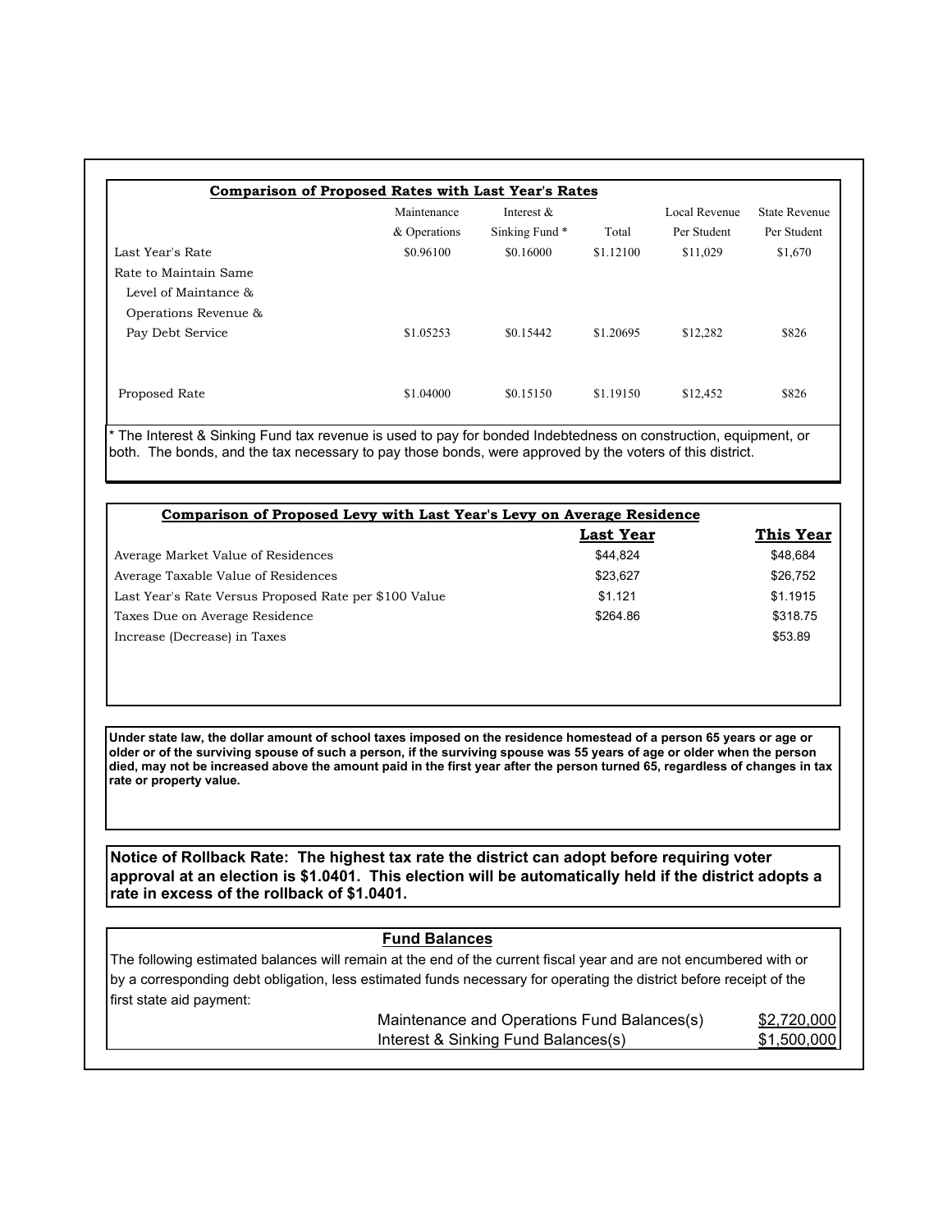**Comparison of Proposed Rates with Last Year's Rates**

| | Maintenance & Operations | Interest & Sinking Fund * | Total | Local Revenue Per Student | State Revenue Per Student |
|---|---|---|---|---|---|
| Last Year's Rate | $0.96100 | $0.16000 | $1.12100 | $11,029 | $1,670 |
| Rate to Maintain Same Level of Maintance & Operations Revenue & Pay Debt Service | $1.05253 | $0.15442 | $1.20695 | $12,282 | $826 |
| Proposed Rate | $1.04000 | $0.15150 | $1.19150 | $12,452 | $826 |

* The Interest & Sinking Fund tax revenue is used to pay for bonded Indebtedness on construction, equipment, or both. The bonds, and the tax necessary to pay those bonds, were approved by the voters of this district.

**Comparison of Proposed Levy with Last Year's Levy on Average Residence**

| | Last Year | This Year |
|---|---|---|
| Average Market Value of Residences | $44,824 | $48,684 |
| Average Taxable Value of Residences | $23,627 | $26,752 |
| Last Year's Rate Versus Proposed Rate per $100 Value | $1.121 | $1.1915 |
| Taxes Due on Average Residence | $264.86 | $318.75 |
| Increase (Decrease) in Taxes | | $53.89 |

**Under state law, the dollar amount of school taxes imposed on the residence homestead of a person 65 years or age or older or of the surviving spouse of such a person, if the surviving spouse was 55 years of age or older when the person died, may not be increased above the amount paid in the first year after the person turned 65, regardless of changes in tax rate or property value.**

**Notice of Rollback Rate: The highest tax rate the district can adopt before requiring voter approval at an election is $1.0401. This election will be automatically held if the district adopts a rate in excess of the rollback of $1.0401.**

**Fund Balances**

The following estimated balances will remain at the end of the current fiscal year and are not encumbered with or by a corresponding debt obligation, less estimated funds necessary for operating the district before receipt of the first state aid payment:

| | |
|---|---|
| Maintenance and Operations Fund Balances(s) | $2,720,000 |
| Interest & Sinking Fund Balances(s) | $1,500,000 |